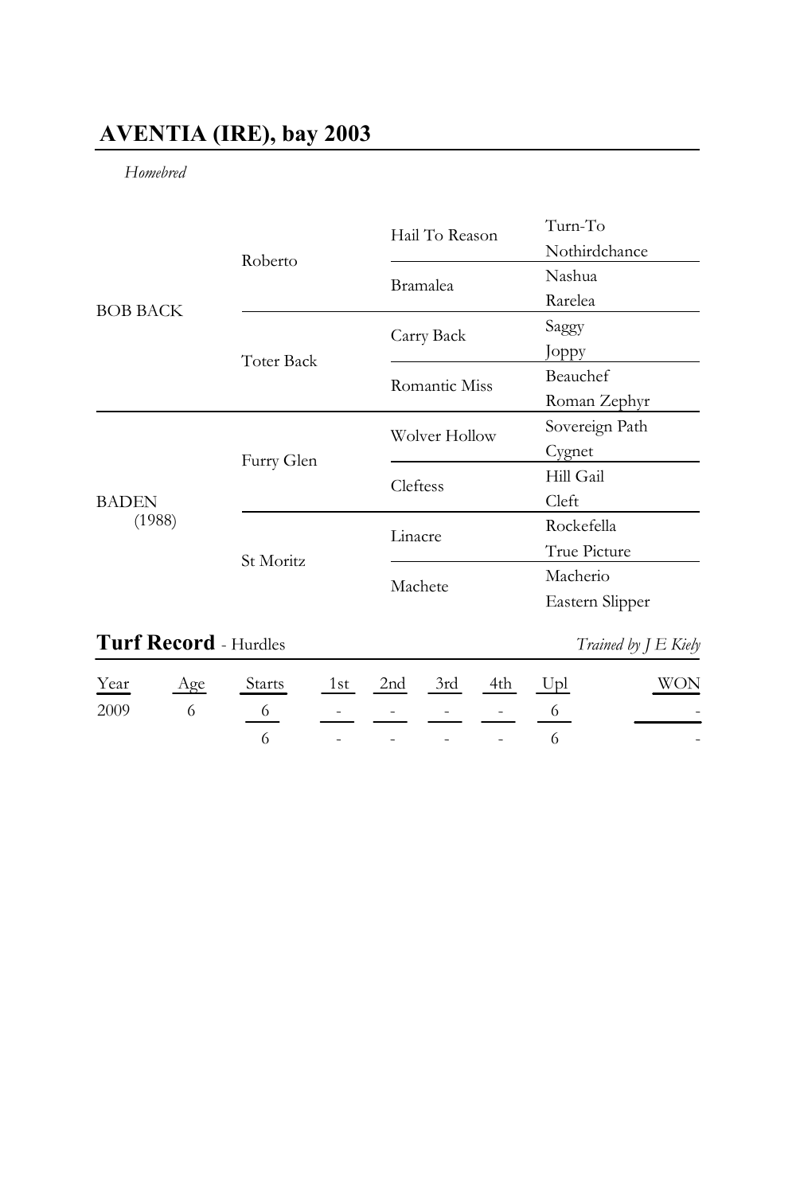## AVENTIA (IRE), bay 2003

*Homebred*

| | | | |
|---|---|---|---|
| BOB BACK | Roberto | Hail To Reason | Turn-To |
| | | | Nothirdchance |
| | | Bramalea | Nashua |
| | | | Rarelea |
| | Toter Back | Carry Back | Saggy |
| | | | Joppy |
| | | Romantic Miss | Beauchef |
| | | | Roman Zephyr |
| BADEN (1988) | Furry Glen | Wolver Hollow | Sovereign Path |
| | | | Cygnet |
| | | Cleftess | Hill Gail |
| | | | Cleft |
| | St Moritz | Linacre | Rockefella |
| | | | True Picture |
| | | Machete | Macherio |
| | | | Eastern Slipper |

**Turf Record** - Hurdles *Trained by J E Kiely*

| Year | Age | Starts | 1st | 2nd | 3rd | 4th | Upl | WON |
|---|---|---|---|---|---|---|---|---|
| 2009 | 6 | 6 | - | - | - | - | 6 | - |
| | | 6 | - | - | - | - | 6 | - |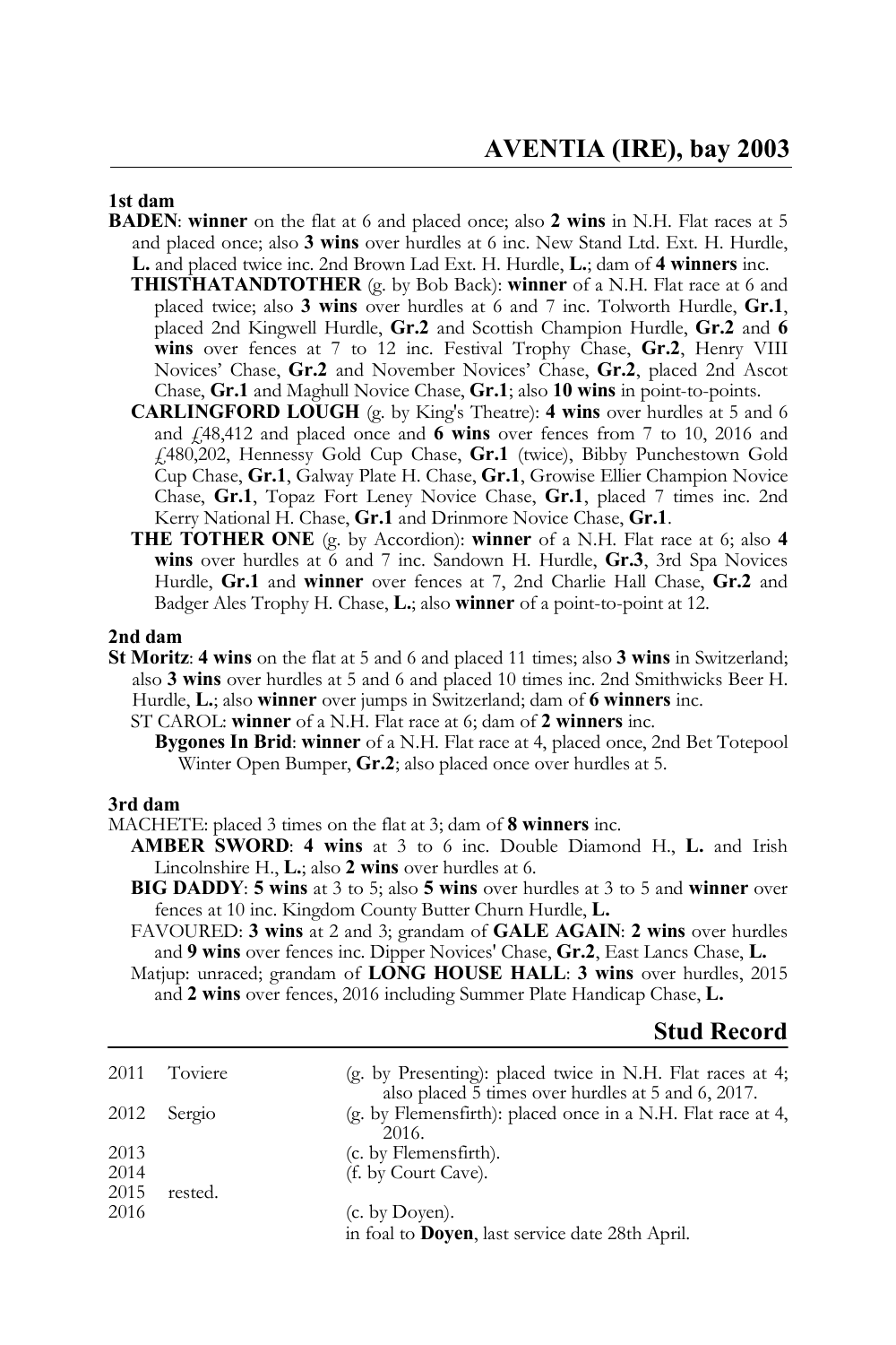# AVENTIA (IRE), bay 2003

### 1st dam

**BADEN**: **winner** on the flat at 6 and placed once; also **2 wins** in N.H. Flat races at 5 and placed once; also **3 wins** over hurdles at 6 inc. New Stand Ltd. Ext. H. Hurdle, **L.** and placed twice inc. 2nd Brown Lad Ext. H. Hurdle, **L.**; dam of **4 winners** inc.

**THISTHATANDTOTHER** (g. by Bob Back): **winner** of a N.H. Flat race at 6 and placed twice; also **3 wins** over hurdles at 6 and 7 inc. Tolworth Hurdle, **Gr.1**, placed 2nd Kingwell Hurdle, **Gr.2** and Scottish Champion Hurdle, **Gr.2** and **6 wins** over fences at 7 to 12 inc. Festival Trophy Chase, **Gr.2**, Henry VIII Novices' Chase, **Gr.2** and November Novices' Chase, **Gr.2**, placed 2nd Ascot Chase, **Gr.1** and Maghull Novice Chase, **Gr.1**; also **10 wins** in point-to-points.

**CARLINGFORD LOUGH** (g. by King's Theatre): **4 wins** over hurdles at 5 and 6 and £48,412 and placed once and **6 wins** over fences from 7 to 10, 2016 and £480,202, Hennessy Gold Cup Chase, **Gr.1** (twice), Bibby Punchestown Gold Cup Chase, **Gr.1**, Galway Plate H. Chase, **Gr.1**, Growise Ellier Champion Novice Chase, **Gr.1**, Topaz Fort Leney Novice Chase, **Gr.1**, placed 7 times inc. 2nd Kerry National H. Chase, **Gr.1** and Drinmore Novice Chase, **Gr.1**.

**THE TOTHER ONE** (g. by Accordion): **winner** of a N.H. Flat race at 6; also **4 wins** over hurdles at 6 and 7 inc. Sandown H. Hurdle, **Gr.3**, 3rd Spa Novices Hurdle, **Gr.1** and **winner** over fences at 7, 2nd Charlie Hall Chase, **Gr.2** and Badger Ales Trophy H. Chase, **L.**; also **winner** of a point-to-point at 12.

### 2nd dam

**St Moritz**: **4 wins** on the flat at 5 and 6 and placed 11 times; also **3 wins** in Switzerland; also **3 wins** over hurdles at 5 and 6 and placed 10 times inc. 2nd Smithwicks Beer H. Hurdle, **L.**; also **winner** over jumps in Switzerland; dam of **6 winners** inc.

ST CAROL: **winner** of a N.H. Flat race at 6; dam of **2 winners** inc.

**Bygones In Brid**: **winner** of a N.H. Flat race at 4, placed once, 2nd Bet Totepool Winter Open Bumper, **Gr.2**; also placed once over hurdles at 5.

### 3rd dam

MACHETE: placed 3 times on the flat at 3; dam of **8 winners** inc.

**AMBER SWORD**: **4 wins** at 3 to 6 inc. Double Diamond H., **L.** and Irish Lincolnshire H., **L.**; also **2 wins** over hurdles at 6.

**BIG DADDY**: **5 wins** at 3 to 5; also **5 wins** over hurdles at 3 to 5 and **winner** over fences at 10 inc. Kingdom County Butter Churn Hurdle, **L.**

FAVOURED: **3 wins** at 2 and 3; grandam of **GALE AGAIN**: **2 wins** over hurdles and **9 wins** over fences inc. Dipper Novices' Chase, **Gr.2**, East Lancs Chase, **L.**

Matjup: unraced; grandam of **LONG HOUSE HALL**: **3 wins** over hurdles, 2015 and **2 wins** over fences, 2016 including Summer Plate Handicap Chase, **L.**

## Stud Record

| | | |
|---|---|---|
| 2011 | Toviere | (g. by Presenting): placed twice in N.H. Flat races at 4; also placed 5 times over hurdles at 5 and 6, 2017. |
| 2012 | Sergio | (g. by Flemensfirth): placed once in a N.H. Flat race at 4, 2016. |
| 2013 | | (c. by Flemensfirth). |
| 2014 | | (f. by Court Cave). |
| 2015 | rested. | |
| 2016 | | (c. by Doyen). |
| | | in foal to **Doyen**, last service date 28th April. |